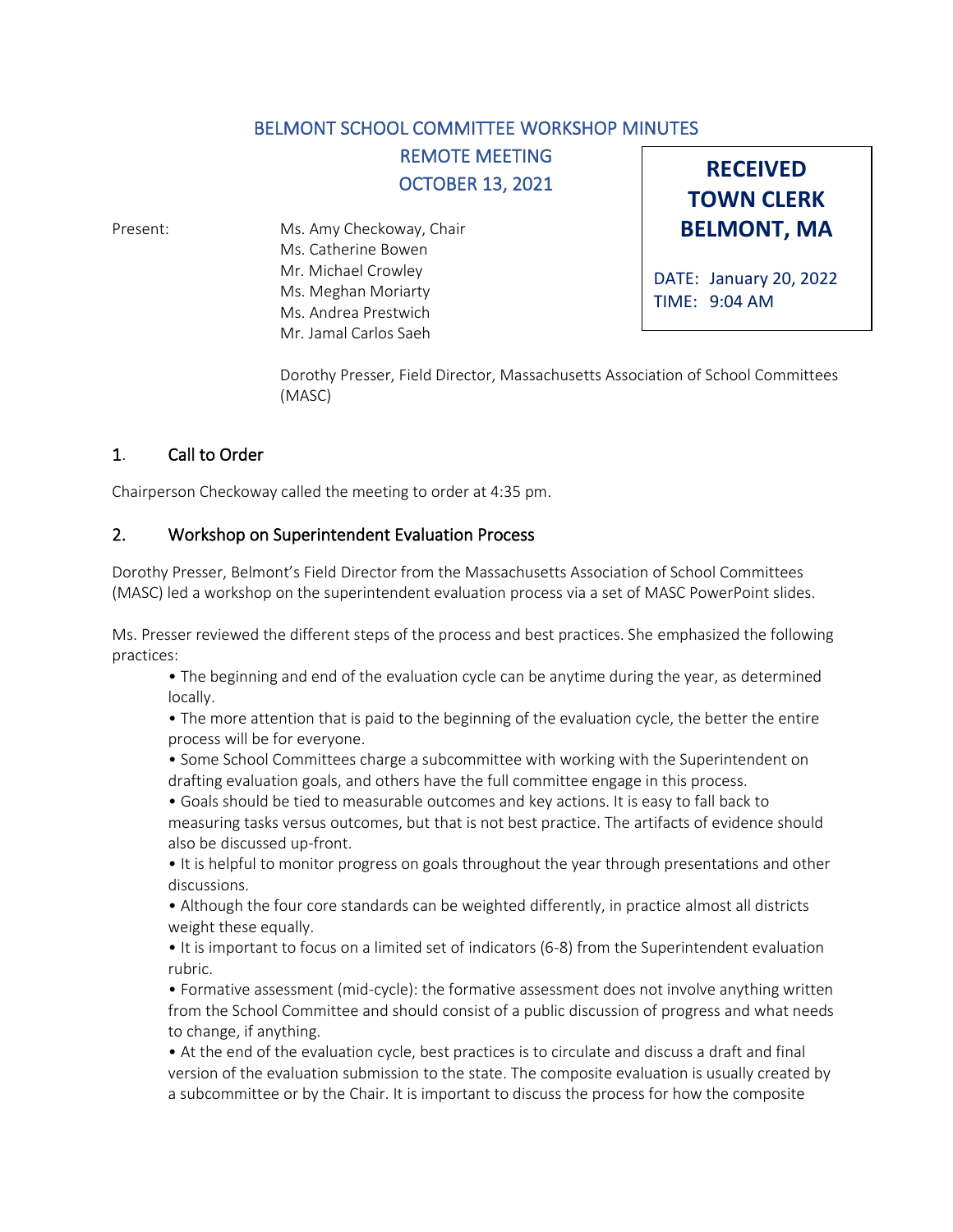# BELMONT SCHOOL COMMITTEE WORKSHOP MINUTES

## REMOTE MEETING

## OCTOBER 13, 2021

**RECEIVED**
**TOWN CLERK**
**BELMONT, MA**

DATE: January 20, 2022
TIME: 9:04 AM

Present:

Ms. Amy Checkoway, Chair
Ms. Catherine Bowen
Mr. Michael Crowley
Ms. Meghan Moriarty
Ms. Andrea Prestwich
Mr. Jamal Carlos Saeh

Dorothy Presser, Field Director, Massachusetts Association of School Committees (MASC)

## 1. Call to Order

Chairperson Checkoway called the meeting to order at 4:35 pm.

## 2. Workshop on Superintendent Evaluation Process

Dorothy Presser, Belmont's Field Director from the Massachusetts Association of School Committees (MASC) led a workshop on the superintendent evaluation process via a set of MASC PowerPoint slides.

Ms. Presser reviewed the different steps of the process and best practices. She emphasized the following practices:

- The beginning and end of the evaluation cycle can be anytime during the year, as determined locally.
- The more attention that is paid to the beginning of the evaluation cycle, the better the entire process will be for everyone.
- Some School Committees charge a subcommittee with working with the Superintendent on drafting evaluation goals, and others have the full committee engage in this process.
- Goals should be tied to measurable outcomes and key actions. It is easy to fall back to measuring tasks versus outcomes, but that is not best practice. The artifacts of evidence should also be discussed up-front.
- It is helpful to monitor progress on goals throughout the year through presentations and other discussions.
- Although the four core standards can be weighted differently, in practice almost all districts weight these equally.
- It is important to focus on a limited set of indicators (6-8) from the Superintendent evaluation rubric.
- Formative assessment (mid-cycle): the formative assessment does not involve anything written from the School Committee and should consist of a public discussion of progress and what needs to change, if anything.
- At the end of the evaluation cycle, best practices is to circulate and discuss a draft and final version of the evaluation submission to the state. The composite evaluation is usually created by a subcommittee or by the Chair. It is important to discuss the process for how the composite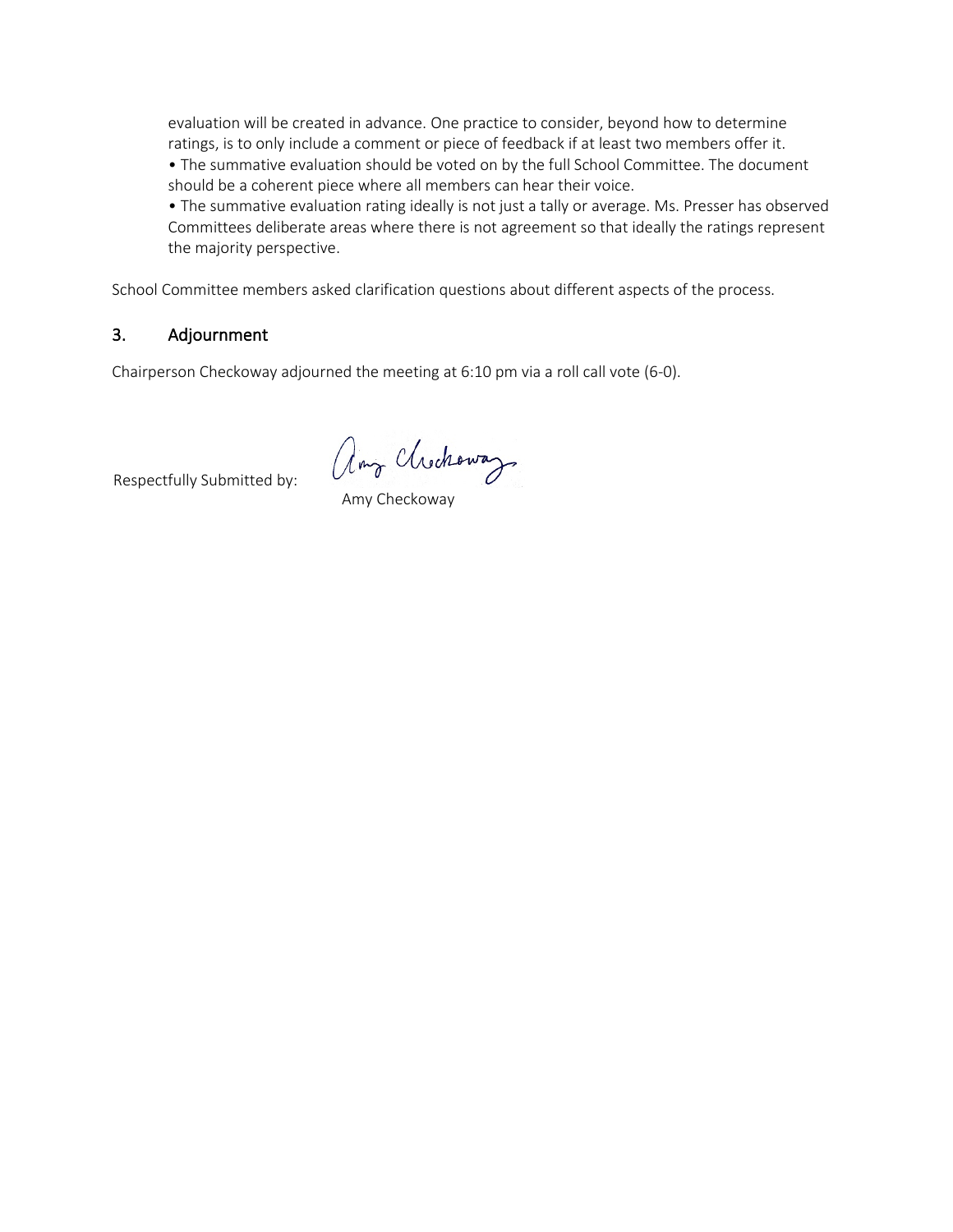evaluation will be created in advance. One practice to consider, beyond how to determine ratings, is to only include a comment or piece of feedback if at least two members offer it.

- The summative evaluation should be voted on by the full School Committee. The document should be a coherent piece where all members can hear their voice.
- The summative evaluation rating ideally is not just a tally or average. Ms. Presser has observed Committees deliberate areas where there is not agreement so that ideally the ratings represent the majority perspective.

School Committee members asked clarification questions about different aspects of the process.

## 3. Adjournment

Chairperson Checkoway adjourned the meeting at 6:10 pm via a roll call vote (6-0).

Respectfully Submitted by: Amy Checkoway

Amy Checkoway